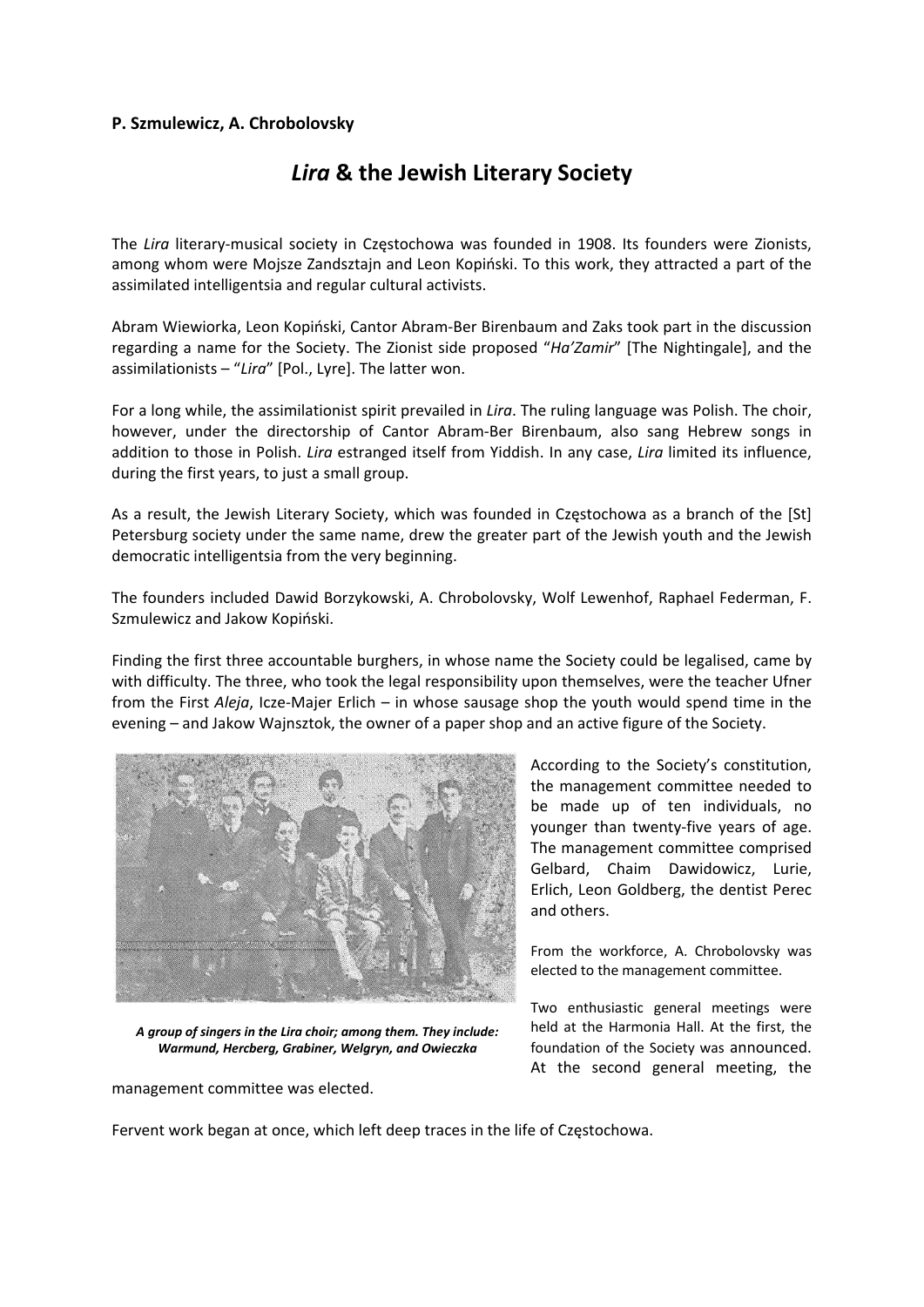**P. Szmulewicz, A. Chrobolovsky**

# *Lira* & the Jewish Literary Society

The *Lira* literary-musical society in Częstochowa was founded in 1908. Its founders were Zionists, among whom were Mojsze Zandsztajn and Leon Kopiński. To this work, they attracted a part of the assimilated intelligentsia and regular cultural activists.

Abram Wiewiorka, Leon Kopiński, Cantor Abram-Ber Birenbaum and Zaks took part in the discussion regarding a name for the Society. The Zionist side proposed "*Ha'Zamir*" [The Nightingale], and the assimilationists – "*Lira*" [Pol., Lyre]. The latter won.

For a long while, the assimilationist spirit prevailed in *Lira*. The ruling language was Polish. The choir, however, under the directorship of Cantor Abram-Ber Birenbaum, also sang Hebrew songs in addition to those in Polish. *Lira* estranged itself from Yiddish. In any case, *Lira* limited its influence, during the first years, to just a small group.

As a result, the Jewish Literary Society, which was founded in Częstochowa as a branch of the [St] Petersburg society under the same name, drew the greater part of the Jewish youth and the Jewish democratic intelligentsia from the very beginning.

The founders included Dawid Borzykowski, A. Chrobolovsky, Wolf Lewenhof, Raphael Federman, F. Szmulewicz and Jakow Kopiński.

Finding the first three accountable burghers, in whose name the Society could be legalised, came by with difficulty. The three, who took the legal responsibility upon themselves, were the teacher Ufner from the First *Aleja*, Icze-Majer Erlich – in whose sausage shop the youth would spend time in the evening – and Jakow Wajnsztok, the owner of a paper shop and an active figure of the Society.

*A group of singers in the Lira choir; among them. They include: Warmund, Hercberg, Grabiner, Welgryn, and Owieczka*

According to the Society's constitution, the management committee needed to be made up of ten individuals, no younger than twenty-five years of age. The management committee comprised Gelbard, Chaim Dawidowicz, Lurie, Erlich, Leon Goldberg, the dentist Perec and others.

From the workforce, A. Chrobolovsky was elected to the management committee.

Two enthusiastic general meetings were held at the Harmonia Hall. At the first, the foundation of the Society was announced. At the second general meeting, the management committee was elected.

Fervent work began at once, which left deep traces in the life of Częstochowa.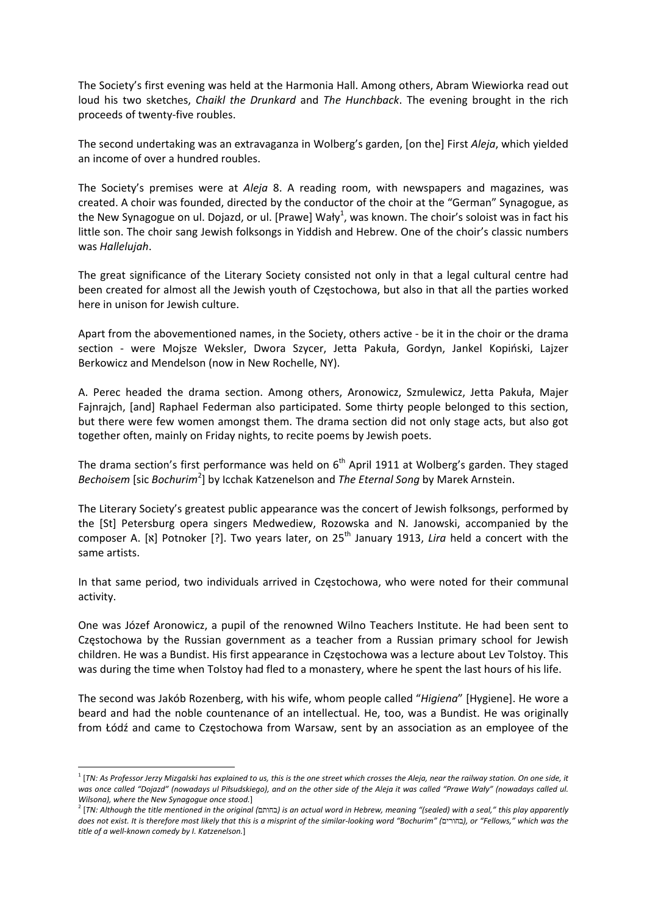The Society's first evening was held at the Harmonia Hall. Among others, Abram Wiewiorka read out loud his two sketches, *Chaikl the Drunkard* and *The Hunchback*. The evening brought in the rich proceeds of twenty-five roubles.

The second undertaking was an extravaganza in Wolberg's garden, [on the] First *Aleja*, which yielded an income of over a hundred roubles.

The Society's premises were at *Aleja* 8. A reading room, with newspapers and magazines, was created. A choir was founded, directed by the conductor of the choir at the "German" Synagogue, as the New Synagogue on ul. Dojazd, or ul. [Prawe] Wały[1], was known. The choir's soloist was in fact his little son. The choir sang Jewish folksongs in Yiddish and Hebrew. One of the choir's classic numbers was *Hallelujah*.

The great significance of the Literary Society consisted not only in that a legal cultural centre had been created for almost all the Jewish youth of Częstochowa, but also in that all the parties worked here in unison for Jewish culture.

Apart from the abovementioned names, in the Society, others active - be it in the choir or the drama section - were Mojsze Weksler, Dwora Szycer, Jetta Pakuła, Gordyn, Jankel Kopiński, Lajzer Berkowicz and Mendelson (now in New Rochelle, NY).

A. Perec headed the drama section. Among others, Aronowicz, Szmulewicz, Jetta Pakuła, Majer Fajnrajch, [and] Raphael Federman also participated. Some thirty people belonged to this section, but there were few women amongst them. The drama section did not only stage acts, but also got together often, mainly on Friday nights, to recite poems by Jewish poets.

The drama section's first performance was held on 6th April 1911 at Wolberg's garden. They staged *Bechoisem* [sic *Bochurim*[2]] by Icchak Katzenelson and *The Eternal Song* by Marek Arnstein.

The Literary Society's greatest public appearance was the concert of Jewish folksongs, performed by the [St] Petersburg opera singers Medwediew, Rozowska and N. Janowski, accompanied by the composer A. [א] Potnoker [?]. Two years later, on 25th January 1913, *Lira* held a concert with the same artists.

In that same period, two individuals arrived in Częstochowa, who were noted for their communal activity.

One was Józef Aronowicz, a pupil of the renowned Wilno Teachers Institute. He had been sent to Częstochowa by the Russian government as a teacher from a Russian primary school for Jewish children. He was a Bundist. His first appearance in Częstochowa was a lecture about Lev Tolstoy. This was during the time when Tolstoy had fled to a monastery, where he spent the last hours of his life.

The second was Jakób Rozenberg, with his wife, whom people called "*Higiena*" [Hygiene]. He wore a beard and had the noble countenance of an intellectual. He, too, was a Bundist. He was originally from Łódź and came to Częstochowa from Warsaw, sent by an association as an employee of the

---

[1] [*TN: As Professor Jerzy Mizgalski has explained to us, this is the one street which crosses the Aleja, near the railway station. On one side, it was once called "Dojazd" (nowadays ul Piłsudskiego), and on the other side of the Aleja it was called "Prawe Wały" (nowadays called ul. Wilsona), where the New Synagogue once stood.*]

[2] [*TN: Although the title mentioned in the original (בחותם) is an actual word in Hebrew, meaning "(sealed) with a seal," this play apparently does not exist. It is therefore most likely that this is a misprint of the similar-looking word "Bochurim" (בחורים), or "Fellows," which was the title of a well-known comedy by I. Katzenelson.*]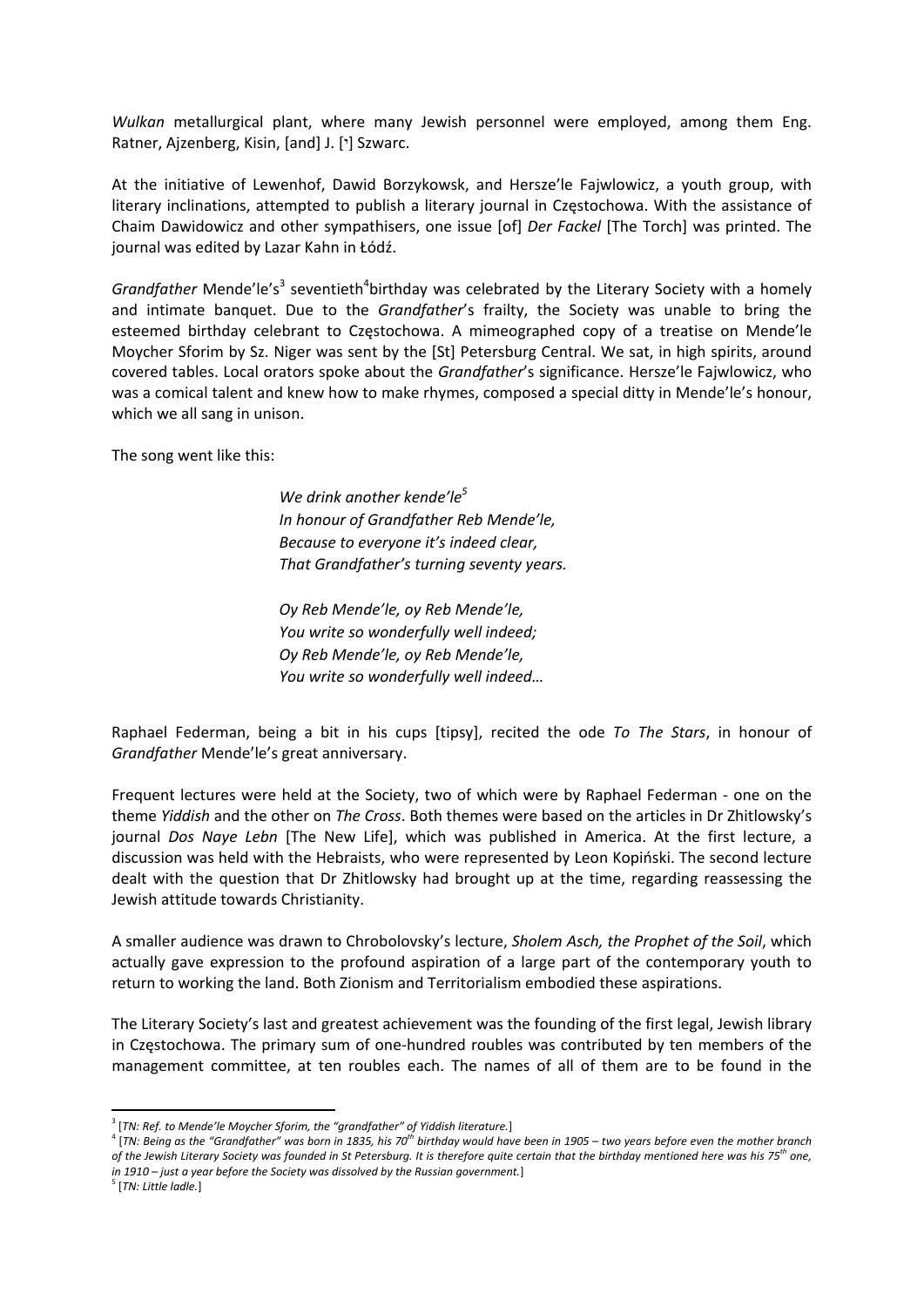*Wulkan* metallurgical plant, where many Jewish personnel were employed, among them Eng. Ratner, Ajzenberg, Kisin, [and] J. [ʼ] Szwarc.

At the initiative of Lewenhof, Dawid Borzykowsk, and Hersze'le Fajwlowicz, a youth group, with literary inclinations, attempted to publish a literary journal in Częstochowa. With the assistance of Chaim Dawidowicz and other sympathisers, one issue [of] *Der Fackel* [The Torch] was printed. The journal was edited by Lazar Kahn in Łódź.

*Grandfather* Mende'le's[3] seventieth[4]birthday was celebrated by the Literary Society with a homely and intimate banquet. Due to the *Grandfather*'s frailty, the Society was unable to bring the esteemed birthday celebrant to Częstochowa. A mimeographed copy of a treatise on Mende'le Moycher Sforim by Sz. Niger was sent by the [St] Petersburg Central. We sat, in high spirits, around covered tables. Local orators spoke about the *Grandfather*'s significance. Hersze'le Fajwlowicz, who was a comical talent and knew how to make rhymes, composed a special ditty in Mende'le's honour, which we all sang in unison.

The song went like this:

> *We drink another kende'le*[5]
> *In honour of Grandfather Reb Mende'le,*
> *Because to everyone it's indeed clear,*
> *That Grandfather's turning seventy years.*
>
> *Oy Reb Mende'le, oy Reb Mende'le,*
> *You write so wonderfully well indeed;*
> *Oy Reb Mende'le, oy Reb Mende'le,*
> *You write so wonderfully well indeed…*

Raphael Federman, being a bit in his cups [tipsy], recited the ode *To The Stars*, in honour of *Grandfather* Mende'le's great anniversary.

Frequent lectures were held at the Society, two of which were by Raphael Federman - one on the theme *Yiddish* and the other on *The Cross*. Both themes were based on the articles in Dr Zhitlowsky's journal *Dos Naye Lebn* [The New Life], which was published in America. At the first lecture, a discussion was held with the Hebraists, who were represented by Leon Kopiński. The second lecture dealt with the question that Dr Zhitlowsky had brought up at the time, regarding reassessing the Jewish attitude towards Christianity.

A smaller audience was drawn to Chrobolovsky's lecture, *Sholem Asch, the Prophet of the Soil*, which actually gave expression to the profound aspiration of a large part of the contemporary youth to return to working the land. Both Zionism and Territorialism embodied these aspirations.

The Literary Society's last and greatest achievement was the founding of the first legal, Jewish library in Częstochowa. The primary sum of one-hundred roubles was contributed by ten members of the management committee, at ten roubles each. The names of all of them are to be found in the

---

[3] [*TN: Ref. to Mende'le Moycher Sforim, the "grandfather" of Yiddish literature.*]

[4] [*TN: Being as the "Grandfather" was born in 1835, his 70th birthday would have been in 1905 – two years before even the mother branch of the Jewish Literary Society was founded in St Petersburg. It is therefore quite certain that the birthday mentioned here was his 75th one, in 1910 – just a year before the Society was dissolved by the Russian government.*]

[5] [*TN: Little ladle.*]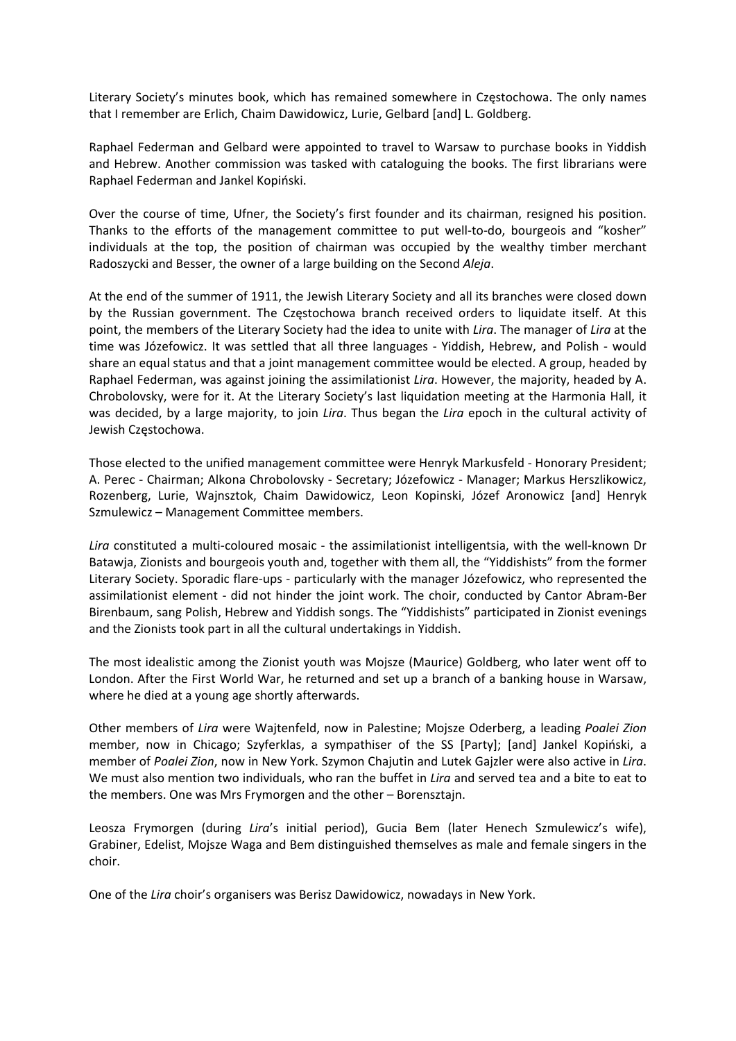Literary Society's minutes book, which has remained somewhere in Częstochowa. The only names that I remember are Erlich, Chaim Dawidowicz, Lurie, Gelbard [and] L. Goldberg.

Raphael Federman and Gelbard were appointed to travel to Warsaw to purchase books in Yiddish and Hebrew. Another commission was tasked with cataloguing the books. The first librarians were Raphael Federman and Jankel Kopiński.

Over the course of time, Ufner, the Society's first founder and its chairman, resigned his position. Thanks to the efforts of the management committee to put well-to-do, bourgeois and "kosher" individuals at the top, the position of chairman was occupied by the wealthy timber merchant Radoszycki and Besser, the owner of a large building on the Second *Aleja*.

At the end of the summer of 1911, the Jewish Literary Society and all its branches were closed down by the Russian government. The Częstochowa branch received orders to liquidate itself. At this point, the members of the Literary Society had the idea to unite with *Lira*. The manager of *Lira* at the time was Józefowicz. It was settled that all three languages - Yiddish, Hebrew, and Polish - would share an equal status and that a joint management committee would be elected. A group, headed by Raphael Federman, was against joining the assimilationist *Lira*. However, the majority, headed by A. Chrobolovsky, were for it. At the Literary Society's last liquidation meeting at the Harmonia Hall, it was decided, by a large majority, to join *Lira*. Thus began the *Lira* epoch in the cultural activity of Jewish Częstochowa.

Those elected to the unified management committee were Henryk Markusfeld - Honorary President; A. Perec - Chairman; Alkona Chrobolovsky - Secretary; Józefowicz - Manager; Markus Herszlikowicz, Rozenberg, Lurie, Wajnsztok, Chaim Dawidowicz, Leon Kopinski, Józef Aronowicz [and] Henryk Szmulewicz – Management Committee members.

*Lira* constituted a multi-coloured mosaic - the assimilationist intelligentsia, with the well-known Dr Batawja, Zionists and bourgeois youth and, together with them all, the "Yiddishists" from the former Literary Society. Sporadic flare-ups - particularly with the manager Józefowicz, who represented the assimilationist element - did not hinder the joint work. The choir, conducted by Cantor Abram-Ber Birenbaum, sang Polish, Hebrew and Yiddish songs. The "Yiddishists" participated in Zionist evenings and the Zionists took part in all the cultural undertakings in Yiddish.

The most idealistic among the Zionist youth was Mojsze (Maurice) Goldberg, who later went off to London. After the First World War, he returned and set up a branch of a banking house in Warsaw, where he died at a young age shortly afterwards.

Other members of *Lira* were Wajtenfeld, now in Palestine; Mojsze Oderberg, a leading *Poalei Zion* member, now in Chicago; Szyferklas, a sympathiser of the SS [Party]; [and] Jankel Kopiński, a member of *Poalei Zion*, now in New York. Szymon Chajutin and Lutek Gajzler were also active in *Lira*. We must also mention two individuals, who ran the buffet in *Lira* and served tea and a bite to eat to the members. One was Mrs Frymorgen and the other – Borensztajn.

Leosza Frymorgen (during *Lira*'s initial period), Gucia Bem (later Henech Szmulewicz's wife), Grabiner, Edelist, Mojsze Waga and Bem distinguished themselves as male and female singers in the choir.

One of the *Lira* choir's organisers was Berisz Dawidowicz, nowadays in New York.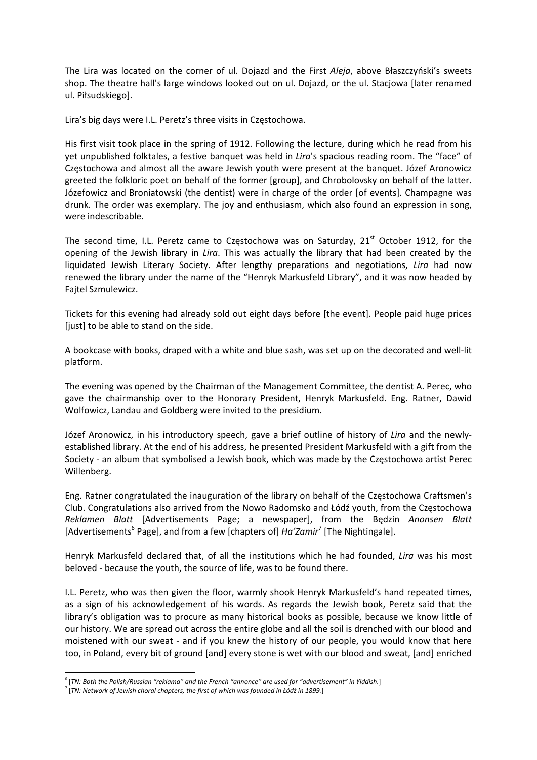The Lira was located on the corner of ul. Dojazd and the First *Aleja*, above Błaszczyński's sweets shop. The theatre hall's large windows looked out on ul. Dojazd, or the ul. Stacjowa [later renamed ul. Piłsudskiego].

Lira's big days were I.L. Peretz's three visits in Częstochowa.

His first visit took place in the spring of 1912. Following the lecture, during which he read from his yet unpublished folktales, a festive banquet was held in *Lira*'s spacious reading room. The "face" of Częstochowa and almost all the aware Jewish youth were present at the banquet. Józef Aronowicz greeted the folkloric poet on behalf of the former [group], and Chrobolovsky on behalf of the latter. Józefowicz and Broniatowski (the dentist) were in charge of the order [of events]. Champagne was drunk. The order was exemplary. The joy and enthusiasm, which also found an expression in song, were indescribable.

The second time, I.L. Peretz came to Częstochowa was on Saturday, 21st October 1912, for the opening of the Jewish library in *Lira*. This was actually the library that had been created by the liquidated Jewish Literary Society. After lengthy preparations and negotiations, *Lira* had now renewed the library under the name of the "Henryk Markusfeld Library", and it was now headed by Fajtel Szmulewicz.

Tickets for this evening had already sold out eight days before [the event]. People paid huge prices [just] to be able to stand on the side.

A bookcase with books, draped with a white and blue sash, was set up on the decorated and well-lit platform.

The evening was opened by the Chairman of the Management Committee, the dentist A. Perec, who gave the chairmanship over to the Honorary President, Henryk Markusfeld. Eng. Ratner, Dawid Wolfowicz, Landau and Goldberg were invited to the presidium.

Józef Aronowicz, in his introductory speech, gave a brief outline of history of *Lira* and the newly-established library. At the end of his address, he presented President Markusfeld with a gift from the Society - an album that symbolised a Jewish book, which was made by the Częstochowa artist Perec Willenberg.

Eng. Ratner congratulated the inauguration of the library on behalf of the Częstochowa Craftsmen's Club. Congratulations also arrived from the Nowo Radomsko and Łódź youth, from the Częstochowa *Reklamen Blatt* [Advertisements Page; a newspaper], from the Będzin *Anonsen Blatt* [Advertisements[6] Page], and from a few [chapters of] *Ha'Zamir*[7] [The Nightingale].

Henryk Markusfeld declared that, of all the institutions which he had founded, *Lira* was his most beloved - because the youth, the source of life, was to be found there.

I.L. Peretz, who was then given the floor, warmly shook Henryk Markusfeld's hand repeated times, as a sign of his acknowledgement of his words. As regards the Jewish book, Peretz said that the library's obligation was to procure as many historical books as possible, because we know little of our history. We are spread out across the entire globe and all the soil is drenched with our blood and moistened with our sweat - and if you knew the history of our people, you would know that here too, in Poland, every bit of ground [and] every stone is wet with our blood and sweat, [and] enriched

---

[6] [*TN: Both the Polish/Russian "reklama" and the French "annonce" are used for "advertisement" in Yiddish.*]

[7] [*TN: Network of Jewish choral chapters, the first of which was founded in Łódź in 1899.*]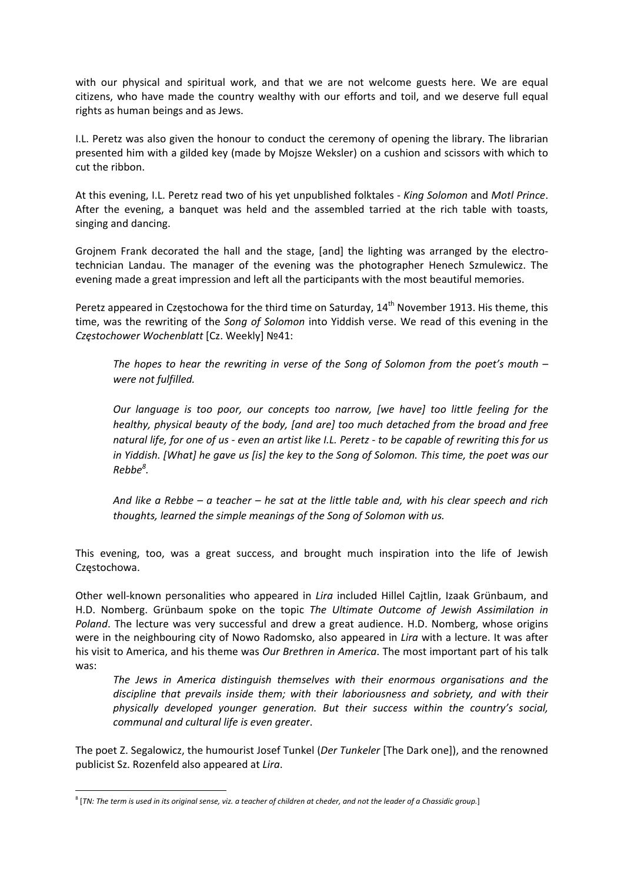with our physical and spiritual work, and that we are not welcome guests here. We are equal citizens, who have made the country wealthy with our efforts and toil, and we deserve full equal rights as human beings and as Jews.

I.L. Peretz was also given the honour to conduct the ceremony of opening the library. The librarian presented him with a gilded key (made by Mojsze Weksler) on a cushion and scissors with which to cut the ribbon.

At this evening, I.L. Peretz read two of his yet unpublished folktales - *King Solomon* and *Motl Prince*. After the evening, a banquet was held and the assembled tarried at the rich table with toasts, singing and dancing.

Grojnem Frank decorated the hall and the stage, [and] the lighting was arranged by the electro-technician Landau. The manager of the evening was the photographer Henech Szmulewicz. The evening made a great impression and left all the participants with the most beautiful memories.

Peretz appeared in Częstochowa for the third time on Saturday, 14th November 1913. His theme, this time, was the rewriting of the *Song of Solomon* into Yiddish verse. We read of this evening in the *Częstochower Wochenblatt* [Cz. Weekly] №41:

> *The hopes to hear the rewriting in verse of the Song of Solomon from the poet's mouth – were not fulfilled.*
>
> *Our language is too poor, our concepts too narrow, [we have] too little feeling for the healthy, physical beauty of the body, [and are] too much detached from the broad and free natural life, for one of us - even an artist like I.L. Peretz - to be capable of rewriting this for us in Yiddish. [What] he gave us [is] the key to the Song of Solomon. This time, the poet was our Rebbe*[8].
>
> *And like a Rebbe – a teacher – he sat at the little table and, with his clear speech and rich thoughts, learned the simple meanings of the Song of Solomon with us.*

This evening, too, was a great success, and brought much inspiration into the life of Jewish Częstochowa.

Other well-known personalities who appeared in *Lira* included Hillel Cajtlin, Izaak Grünbaum, and H.D. Nomberg. Grünbaum spoke on the topic *The Ultimate Outcome of Jewish Assimilation in Poland*. The lecture was very successful and drew a great audience. H.D. Nomberg, whose origins were in the neighbouring city of Nowo Radomsko, also appeared in *Lira* with a lecture. It was after his visit to America, and his theme was *Our Brethren in America*. The most important part of his talk was:

> *The Jews in America distinguish themselves with their enormous organisations and the discipline that prevails inside them; with their laboriousness and sobriety, and with their physically developed younger generation. But their success within the country's social, communal and cultural life is even greater*.

The poet Z. Segalowicz, the humourist Josef Tunkel (*Der Tunkeler* [The Dark one]), and the renowned publicist Sz. Rozenfeld also appeared at *Lira*.

---

[8] [*TN: The term is used in its original sense, viz. a teacher of children at cheder, and not the leader of a Chassidic group.*]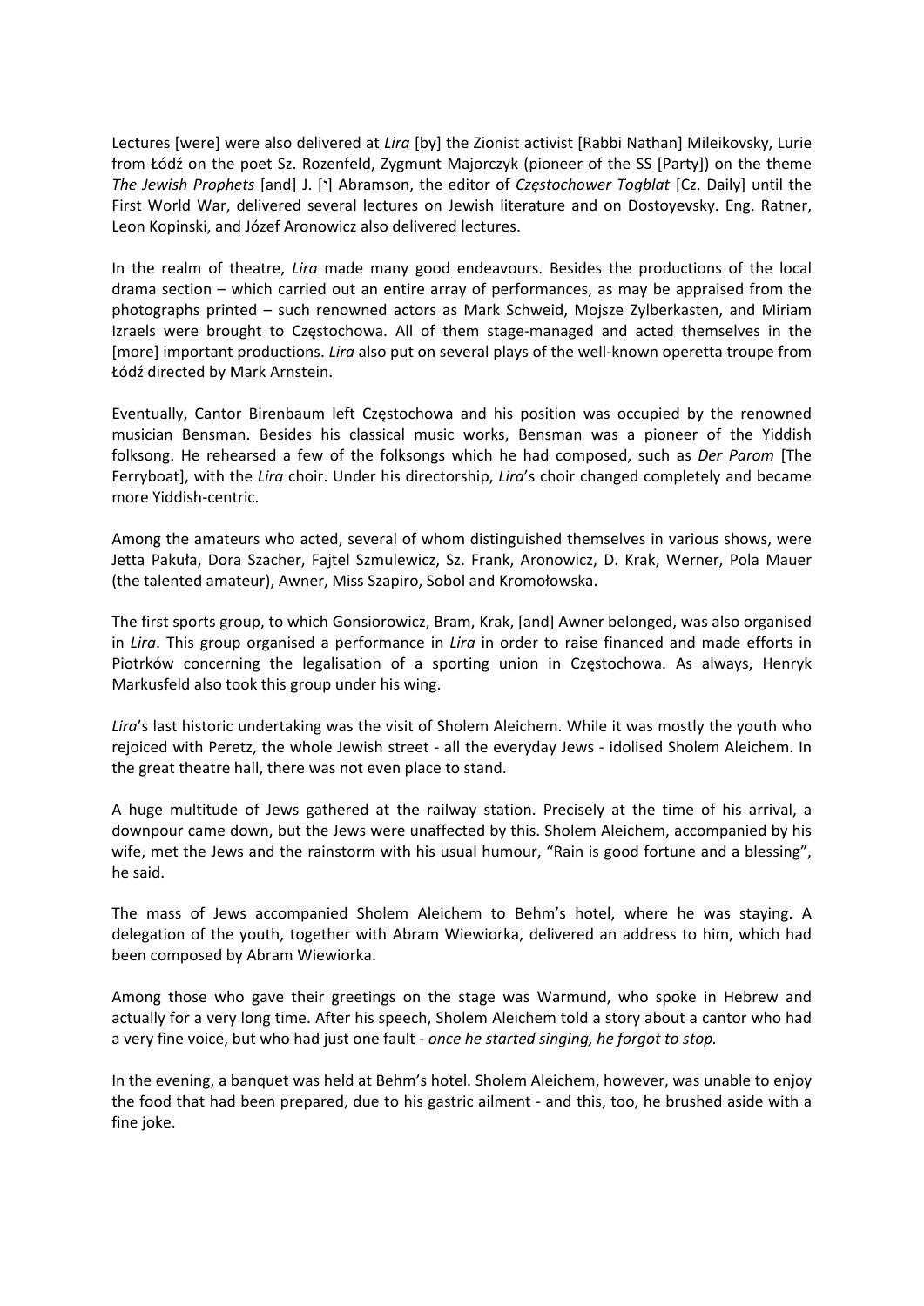Lectures [were] were also delivered at *Lira* [by] the Zionist activist [Rabbi Nathan] Mileikovsky, Lurie from Łódź on the poet Sz. Rozenfeld, Zygmunt Majorczyk (pioneer of the SS [Party]) on the theme *The Jewish Prophets* [and] J. [י] Abramson, the editor of *Częstochower Togblat* [Cz. Daily] until the First World War, delivered several lectures on Jewish literature and on Dostoyevsky. Eng. Ratner, Leon Kopinski, and Józef Aronowicz also delivered lectures.

In the realm of theatre, *Lira* made many good endeavours. Besides the productions of the local drama section – which carried out an entire array of performances, as may be appraised from the photographs printed – such renowned actors as Mark Schweid, Mojsze Zylberkasten, and Miriam Izraels were brought to Częstochowa. All of them stage-managed and acted themselves in the [more] important productions. *Lira* also put on several plays of the well-known operetta troupe from Łódź directed by Mark Arnstein.

Eventually, Cantor Birenbaum left Częstochowa and his position was occupied by the renowned musician Bensman. Besides his classical music works, Bensman was a pioneer of the Yiddish folksong. He rehearsed a few of the folksongs which he had composed, such as *Der Parom* [The Ferryboat], with the *Lira* choir. Under his directorship, *Lira*'s choir changed completely and became more Yiddish-centric.

Among the amateurs who acted, several of whom distinguished themselves in various shows, were Jetta Pakuła, Dora Szacher, Fajtel Szmulewicz, Sz. Frank, Aronowicz, D. Krak, Werner, Pola Mauer (the talented amateur), Awner, Miss Szapiro, Sobol and Kromołowska.

The first sports group, to which Gonsiorowicz, Bram, Krak, [and] Awner belonged, was also organised in *Lira*. This group organised a performance in *Lira* in order to raise financed and made efforts in Piotrków concerning the legalisation of a sporting union in Częstochowa. As always, Henryk Markusfeld also took this group under his wing.

*Lira*'s last historic undertaking was the visit of Sholem Aleichem. While it was mostly the youth who rejoiced with Peretz, the whole Jewish street - all the everyday Jews - idolised Sholem Aleichem. In the great theatre hall, there was not even place to stand.

A huge multitude of Jews gathered at the railway station. Precisely at the time of his arrival, a downpour came down, but the Jews were unaffected by this. Sholem Aleichem, accompanied by his wife, met the Jews and the rainstorm with his usual humour, "Rain is good fortune and a blessing", he said.

The mass of Jews accompanied Sholem Aleichem to Behm's hotel, where he was staying. A delegation of the youth, together with Abram Wiewiorka, delivered an address to him, which had been composed by Abram Wiewiorka.

Among those who gave their greetings on the stage was Warmund, who spoke in Hebrew and actually for a very long time. After his speech, Sholem Aleichem told a story about a cantor who had a very fine voice, but who had just one fault - *once he started singing, he forgot to stop.*

In the evening, a banquet was held at Behm's hotel. Sholem Aleichem, however, was unable to enjoy the food that had been prepared, due to his gastric ailment - and this, too, he brushed aside with a fine joke.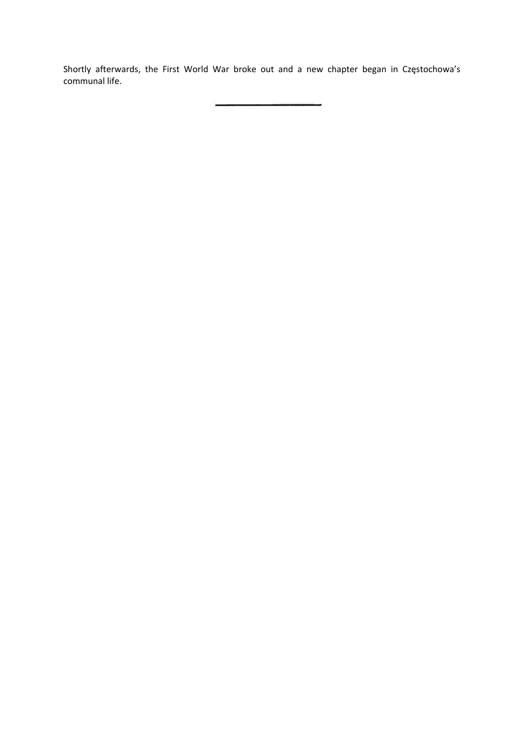Shortly afterwards, the First World War broke out and a new chapter began in Częstochowa's communal life.

---